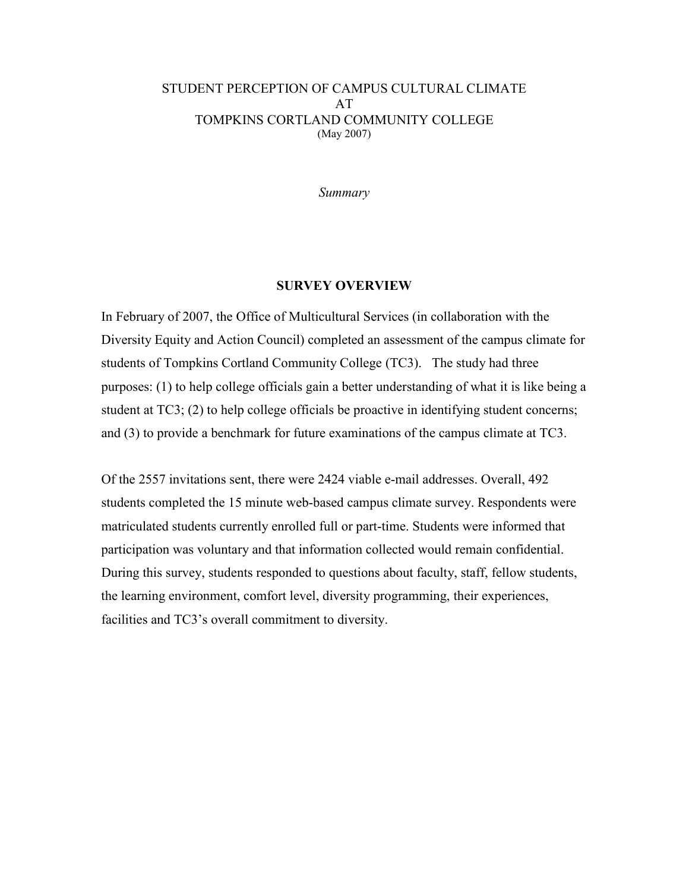# STUDENT PERCEPTION OF CAMPUS CULTURAL CLIMATE
# AT
# TOMPKINS CORTLAND COMMUNITY COLLEGE

(May 2007)

*Summary*

## SURVEY OVERVIEW

In February of 2007, the Office of Multicultural Services (in collaboration with the Diversity Equity and Action Council) completed an assessment of the campus climate for students of Tompkins Cortland Community College (TC3). The study had three purposes: (1) to help college officials gain a better understanding of what it is like being a student at TC3; (2) to help college officials be proactive in identifying student concerns; and (3) to provide a benchmark for future examinations of the campus climate at TC3.

Of the 2557 invitations sent, there were 2424 viable e-mail addresses. Overall, 492 students completed the 15 minute web-based campus climate survey. Respondents were matriculated students currently enrolled full or part-time. Students were informed that participation was voluntary and that information collected would remain confidential. During this survey, students responded to questions about faculty, staff, fellow students, the learning environment, comfort level, diversity programming, their experiences, facilities and TC3's overall commitment to diversity.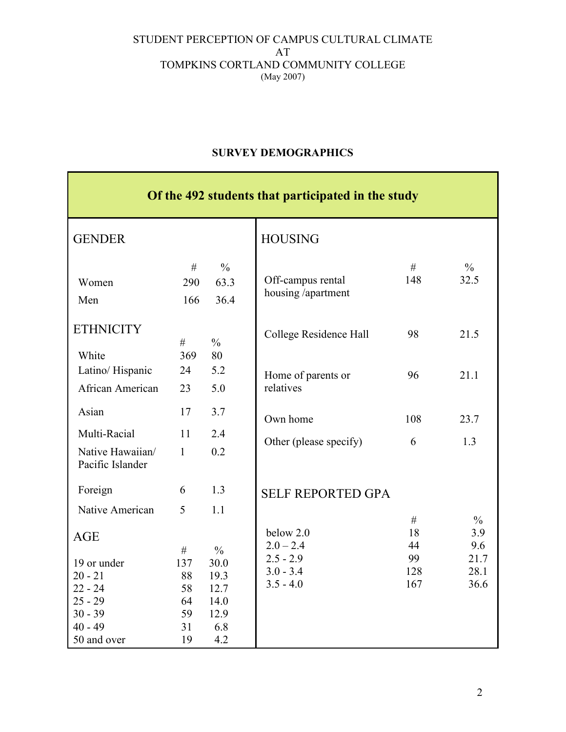STUDENT PERCEPTION OF CAMPUS CULTURAL CLIMATE
AT
TOMPKINS CORTLAND COMMUNITY COLLEGE
(May 2007)

## SURVEY DEMOGRAPHICS

**Of the 492 students that participated in the study**

### GENDER

| | # | % |
|---|---|---|
| Women | 290 | 63.3 |
| Men | 166 | 36.4 |

### ETHNICITY

| | # | % |
|---|---|---|
| White | 369 | 80 |
| Latino/ Hispanic | 24 | 5.2 |
| African American | 23 | 5.0 |
| Asian | 17 | 3.7 |
| Multi-Racial | 11 | 2.4 |
| Native Hawaiian/ Pacific Islander | 1 | 0.2 |
| Foreign | 6 | 1.3 |
| Native American | 5 | 1.1 |

### AGE

| | # | % |
|---|---|---|
| 19 or under | 137 | 30.0 |
| 20 - 21 | 88 | 19.3 |
| 22 - 24 | 58 | 12.7 |
| 25 - 29 | 64 | 14.0 |
| 30 - 39 | 59 | 12.9 |
| 40 - 49 | 31 | 6.8 |
| 50 and over | 19 | 4.2 |

### HOUSING

| | # | % |
|---|---|---|
| Off-campus rental housing /apartment | 148 | 32.5 |
| College Residence Hall | 98 | 21.5 |
| Home of parents or relatives | 96 | 21.1 |
| Own home | 108 | 23.7 |
| Other (please specify) | 6 | 1.3 |

### SELF REPORTED GPA

| | # | % |
|---|---|---|
| below 2.0 | 18 | 3.9 |
| 2.0 – 2.4 | 44 | 9.6 |
| 2.5 - 2.9 | 99 | 21.7 |
| 3.0 - 3.4 | 128 | 28.1 |
| 3.5 - 4.0 | 167 | 36.6 |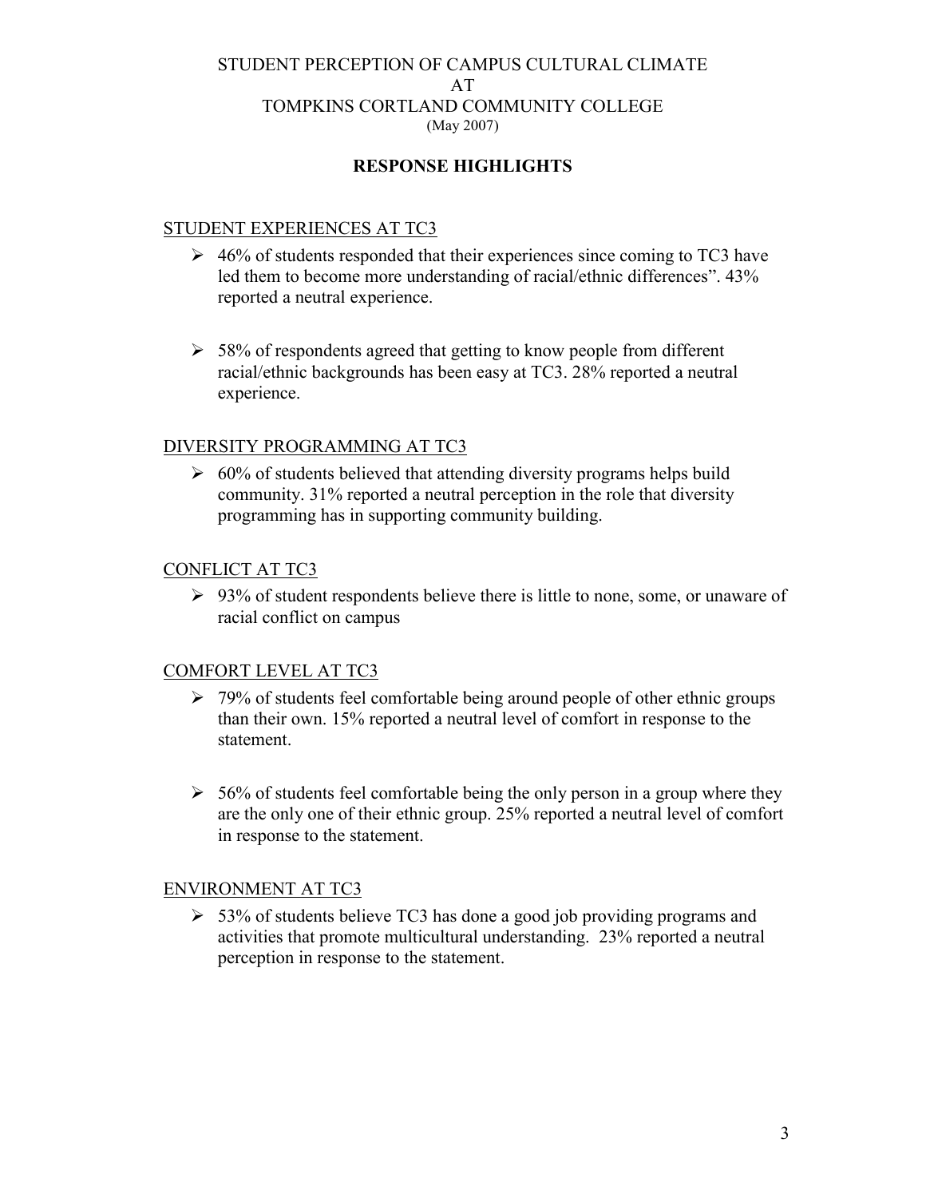STUDENT PERCEPTION OF CAMPUS CULTURAL CLIMATE
AT
TOMPKINS CORTLAND COMMUNITY COLLEGE
(May 2007)

## RESPONSE HIGHLIGHTS

### STUDENT EXPERIENCES AT TC3

- 46% of students responded that their experiences since coming to TC3 have led them to become more understanding of racial/ethnic differences". 43% reported a neutral experience.
- 58% of respondents agreed that getting to know people from different racial/ethnic backgrounds has been easy at TC3. 28% reported a neutral experience.

### DIVERSITY PROGRAMMING AT TC3

- 60% of students believed that attending diversity programs helps build community. 31% reported a neutral perception in the role that diversity programming has in supporting community building.

### CONFLICT AT TC3

- 93% of student respondents believe there is little to none, some, or unaware of racial conflict on campus

### COMFORT LEVEL AT TC3

- 79% of students feel comfortable being around people of other ethnic groups than their own. 15% reported a neutral level of comfort in response to the statement.
- 56% of students feel comfortable being the only person in a group where they are the only one of their ethnic group. 25% reported a neutral level of comfort in response to the statement.

### ENVIRONMENT AT TC3

- 53% of students believe TC3 has done a good job providing programs and activities that promote multicultural understanding. 23% reported a neutral perception in response to the statement.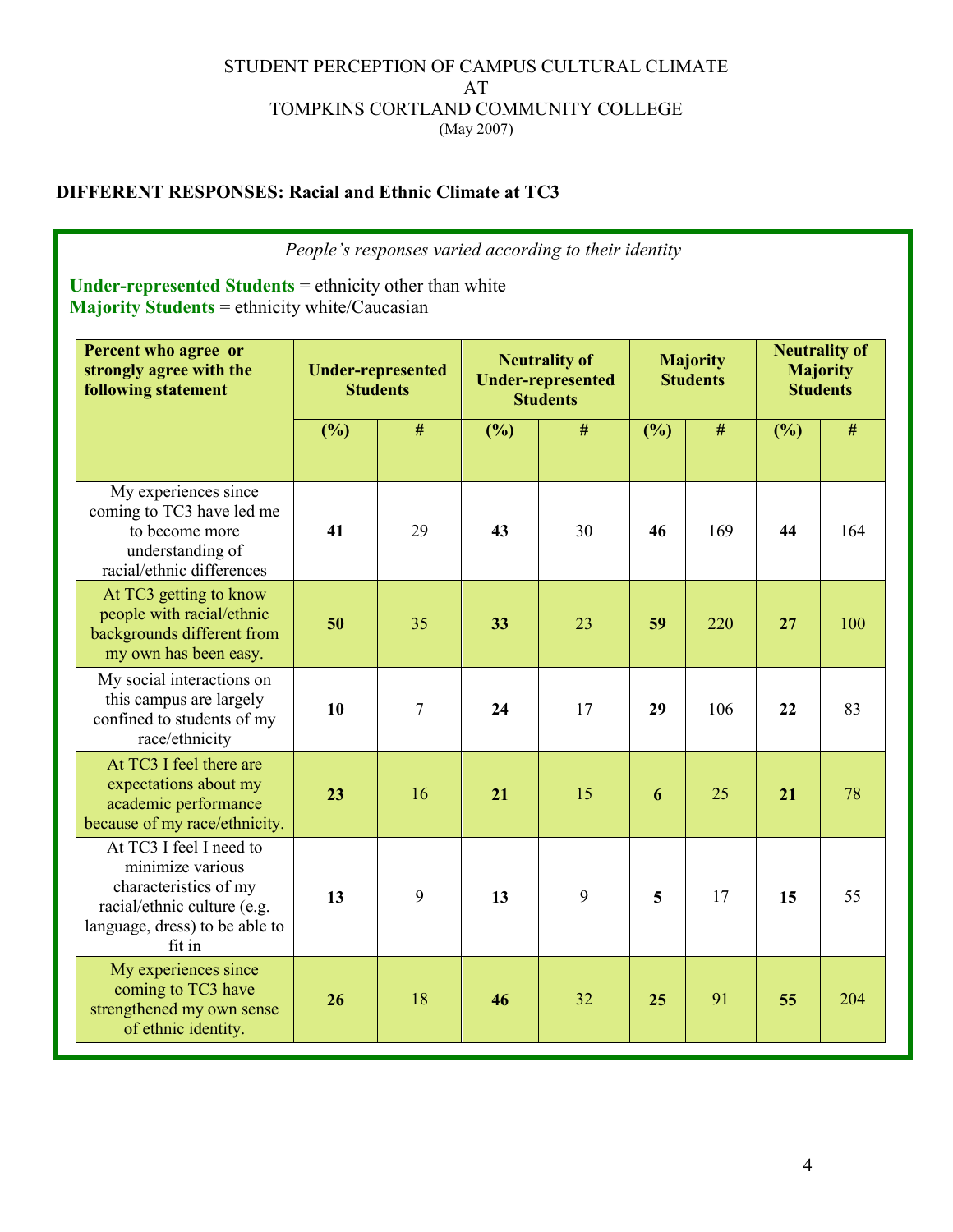STUDENT PERCEPTION OF CAMPUS CULTURAL CLIMATE
AT
TOMPKINS CORTLAND COMMUNITY COLLEGE
(May 2007)

## DIFFERENT RESPONSES: Racial and Ethnic Climate at TC3

*People's responses varied according to their identity*

**Under-represented Students** = ethnicity other than white
**Majority Students** = ethnicity white/Caucasian

| Percent who agree or strongly agree with the following statement | Under-represented Students | | Neutrality of Under-represented Students | | Majority Students | | Neutrality of Majority Students | |
|---|---|---|---|---|---|---|---|---|
| | (%) | # | (%) | # | (%) | # | (%) | # |
| My experiences since coming to TC3 have led me to become more understanding of racial/ethnic differences | **41** | 29 | **43** | 30 | **46** | 169 | **44** | 164 |
| At TC3 getting to know people with racial/ethnic backgrounds different from my own has been easy. | **50** | 35 | **33** | 23 | **59** | 220 | **27** | 100 |
| My social interactions on this campus are largely confined to students of my race/ethnicity | **10** | 7 | **24** | 17 | **29** | 106 | **22** | 83 |
| At TC3 I feel there are expectations about my academic performance because of my race/ethnicity. | **23** | 16 | **21** | 15 | **6** | 25 | **21** | 78 |
| At TC3 I feel I need to minimize various characteristics of my racial/ethnic culture (e.g. language, dress) to be able to fit in | **13** | 9 | **13** | 9 | **5** | 17 | **15** | 55 |
| My experiences since coming to TC3 have strengthened my own sense of ethnic identity. | **26** | 18 | **46** | 32 | **25** | 91 | **55** | 204 |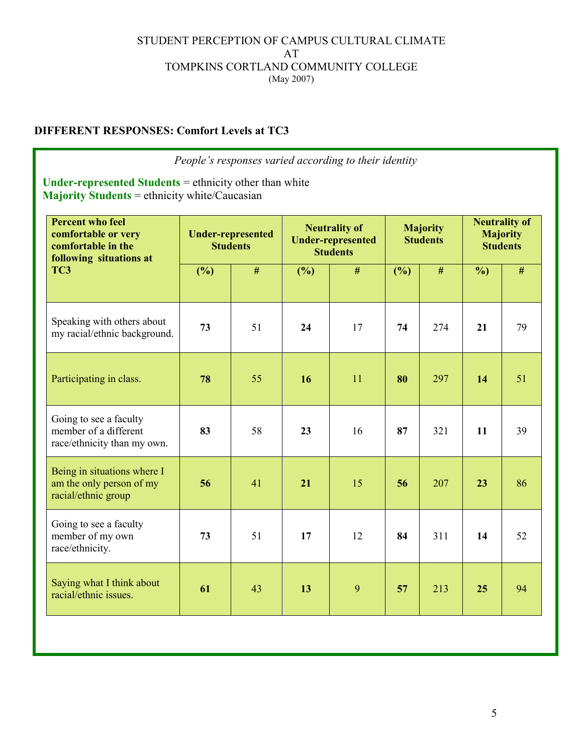STUDENT PERCEPTION OF CAMPUS CULTURAL CLIMATE
AT
TOMPKINS CORTLAND COMMUNITY COLLEGE
(May 2007)

## DIFFERENT RESPONSES: Comfort Levels at TC3

*People's responses varied according to their identity*

**Under-represented Students** = ethnicity other than white
**Majority Students** = ethnicity white/Caucasian

| Percent who feel comfortable or very comfortable in the following situations at TC3 | Under-represented Students | | Neutrality of Under-represented Students | | Majority Students | | Neutrality of Majority Students | |
|---|---|---|---|---|---|---|---|---|
| | (%) | # | (%) | # | (%) | # | %) | # |
| Speaking with others about my racial/ethnic background. | **73** | 51 | **24** | 17 | **74** | 274 | **21** | 79 |
| Participating in class. | **78** | 55 | **16** | 11 | **80** | 297 | **14** | 51 |
| Going to see a faculty member of a different race/ethnicity than my own. | **83** | 58 | **23** | 16 | **87** | 321 | **11** | 39 |
| Being in situations where I am the only person of my racial/ethnic group | **56** | 41 | **21** | 15 | **56** | 207 | **23** | 86 |
| Going to see a faculty member of my own race/ethnicity. | **73** | 51 | **17** | 12 | **84** | 311 | **14** | 52 |
| Saying what I think about racial/ethnic issues. | **61** | 43 | **13** | 9 | **57** | 213 | **25** | 94 |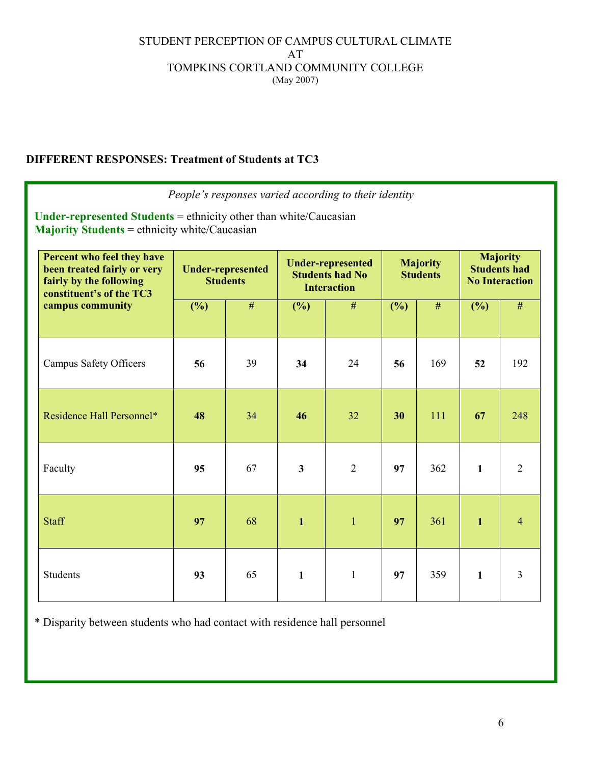STUDENT PERCEPTION OF CAMPUS CULTURAL CLIMATE
AT
TOMPKINS CORTLAND COMMUNITY COLLEGE
(May 2007)

**DIFFERENT RESPONSES: Treatment of Students at TC3**

*People's responses varied according to their identity*

**Under-represented Students** = ethnicity other than white/Caucasian
**Majority Students** = ethnicity white/Caucasian

| Percent who feel they have been treated fairly or very fairly by the following constituent's of the TC3 campus community | Under-represented Students | | Under-represented Students had No Interaction | | Majority Students | | Majority Students had No Interaction | |
|---|---|---|---|---|---|---|---|---|
| | (%) | # | (%) | # | (%) | # | (%) | # |
| Campus Safety Officers | **56** | 39 | **34** | 24 | **56** | 169 | **52** | 192 |
| Residence Hall Personnel* | **48** | 34 | **46** | 32 | **30** | 111 | **67** | 248 |
| Faculty | **95** | 67 | **3** | 2 | **97** | 362 | **1** | 2 |
| Staff | **97** | 68 | **1** | 1 | **97** | 361 | **1** | 4 |
| Students | **93** | 65 | **1** | 1 | **97** | 359 | **1** | 3 |

* Disparity between students who had contact with residence hall personnel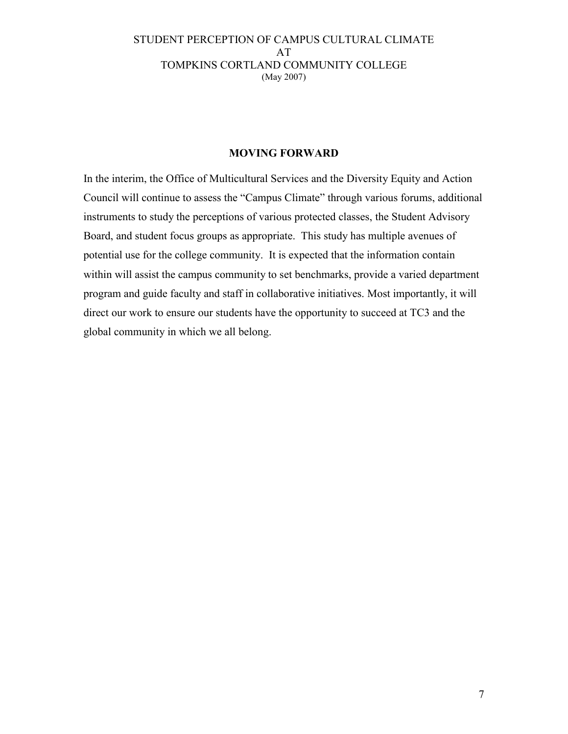## MOVING FORWARD

In the interim, the Office of Multicultural Services and the Diversity Equity and Action Council will continue to assess the "Campus Climate" through various forums, additional instruments to study the perceptions of various protected classes, the Student Advisory Board, and student focus groups as appropriate. This study has multiple avenues of potential use for the college community. It is expected that the information contain within will assist the campus community to set benchmarks, provide a varied department program and guide faculty and staff in collaborative initiatives. Most importantly, it will direct our work to ensure our students have the opportunity to succeed at TC3 and the global community in which we all belong.